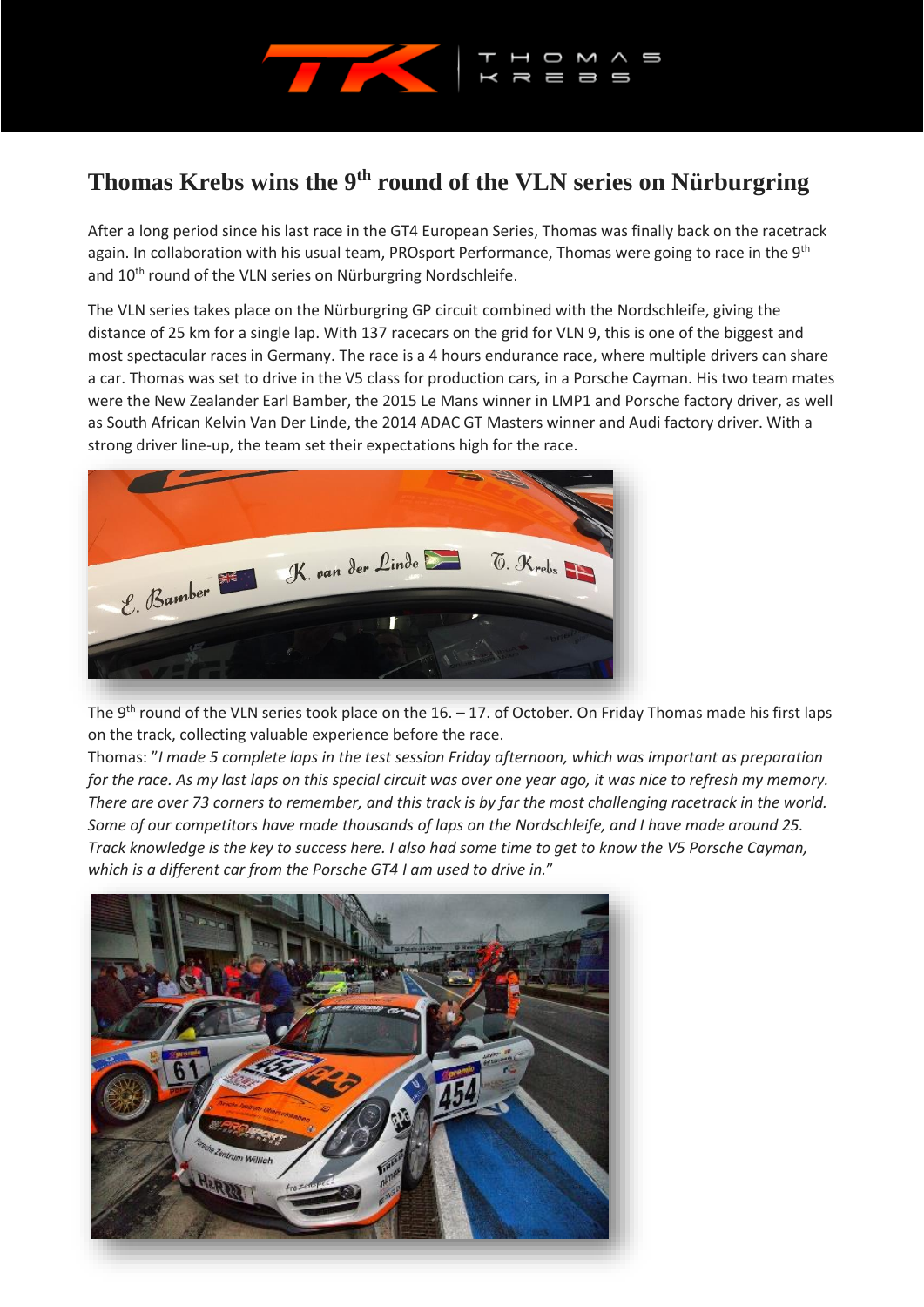# Thomas Krebs wins the 9th round of the VLN series on Nürburgring

After a long period since his last race in the GT4 European Series, Thomas was finally back on the racetrack again. In collaboration with his usual team, PROsport Performance, Thomas were going to race in the 9th and 10th round of the VLN series on Nürburgring Nordschleife.

The VLN series takes place on the Nürburgring GP circuit combined with the Nordschleife, giving the distance of 25 km for a single lap. With 137 racecars on the grid for VLN 9, this is one of the biggest and most spectacular races in Germany. The race is a 4 hours endurance race, where multiple drivers can share a car. Thomas was set to drive in the V5 class for production cars, in a Porsche Cayman. His two team mates were the New Zealander Earl Bamber, the 2015 Le Mans winner in LMP1 and Porsche factory driver, as well as South African Kelvin Van Der Linde, the 2014 ADAC GT Masters winner and Audi factory driver. With a strong driver line-up, the team set their expectations high for the race.

The 9th round of the VLN series took place on the 16. – 17. of October. On Friday Thomas made his first laps on the track, collecting valuable experience before the race.

Thomas: "*I made 5 complete laps in the test session Friday afternoon, which was important as preparation for the race. As my last laps on this special circuit was over one year ago, it was nice to refresh my memory. There are over 73 corners to remember, and this track is by far the most challenging racetrack in the world. Some of our competitors have made thousands of laps on the Nordschleife, and I have made around 25. Track knowledge is the key to success here. I also had some time to get to know the V5 Porsche Cayman, which is a different car from the Porsche GT4 I am used to drive in.*"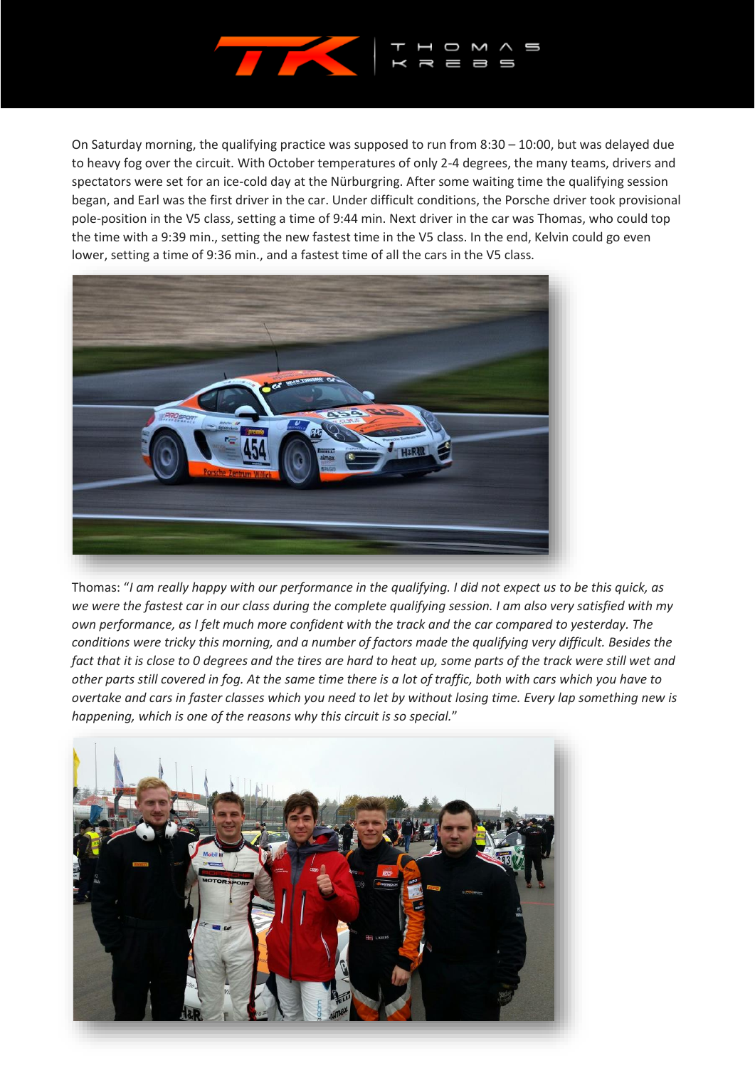On Saturday morning, the qualifying practice was supposed to run from 8:30 – 10:00, but was delayed due to heavy fog over the circuit. With October temperatures of only 2-4 degrees, the many teams, drivers and spectators were set for an ice-cold day at the Nürburgring. After some waiting time the qualifying session began, and Earl was the first driver in the car. Under difficult conditions, the Porsche driver took provisional pole-position in the V5 class, setting a time of 9:44 min. Next driver in the car was Thomas, who could top the time with a 9:39 min., setting the new fastest time in the V5 class. In the end, Kelvin could go even lower, setting a time of 9:36 min., and a fastest time of all the cars in the V5 class.

Thomas: "*I am really happy with our performance in the qualifying. I did not expect us to be this quick, as we were the fastest car in our class during the complete qualifying session. I am also very satisfied with my own performance, as I felt much more confident with the track and the car compared to yesterday. The conditions were tricky this morning, and a number of factors made the qualifying very difficult. Besides the fact that it is close to 0 degrees and the tires are hard to heat up, some parts of the track were still wet and other parts still covered in fog. At the same time there is a lot of traffic, both with cars which you have to overtake and cars in faster classes which you need to let by without losing time. Every lap something new is happening, which is one of the reasons why this circuit is so special.*"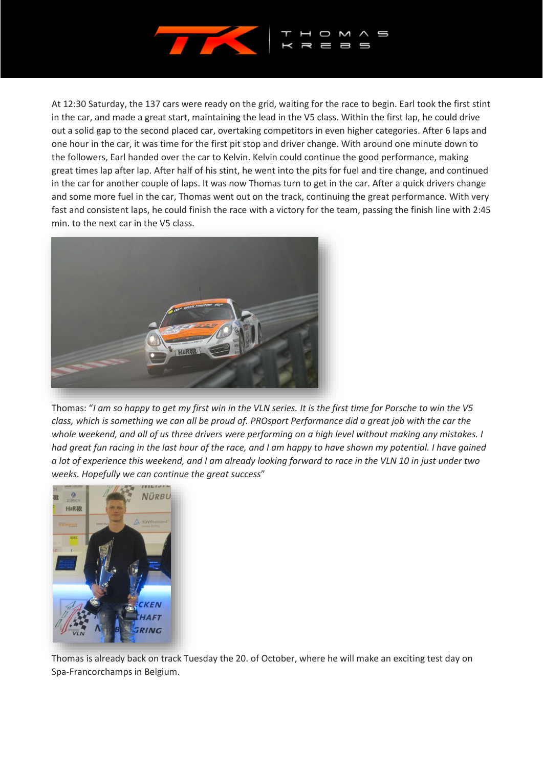At 12:30 Saturday, the 137 cars were ready on the grid, waiting for the race to begin. Earl took the first stint in the car, and made a great start, maintaining the lead in the V5 class. Within the first lap, he could drive out a solid gap to the second placed car, overtaking competitors in even higher categories. After 6 laps and one hour in the car, it was time for the first pit stop and driver change. With around one minute down to the followers, Earl handed over the car to Kelvin. Kelvin could continue the good performance, making great times lap after lap. After half of his stint, he went into the pits for fuel and tire change, and continued in the car for another couple of laps. It was now Thomas turn to get in the car. After a quick drivers change and some more fuel in the car, Thomas went out on the track, continuing the great performance. With very fast and consistent laps, he could finish the race with a victory for the team, passing the finish line with 2:45 min. to the next car in the V5 class.

Thomas: "*I am so happy to get my first win in the VLN series. It is the first time for Porsche to win the V5 class, which is something we can all be proud of. PROsport Performance did a great job with the car the whole weekend, and all of us three drivers were performing on a high level without making any mistakes. I had great fun racing in the last hour of the race, and I am happy to have shown my potential. I have gained a lot of experience this weekend, and I am already looking forward to race in the VLN 10 in just under two weeks. Hopefully we can continue the great success*"

Thomas is already back on track Tuesday the 20. of October, where he will make an exciting test day on Spa-Francorchamps in Belgium.